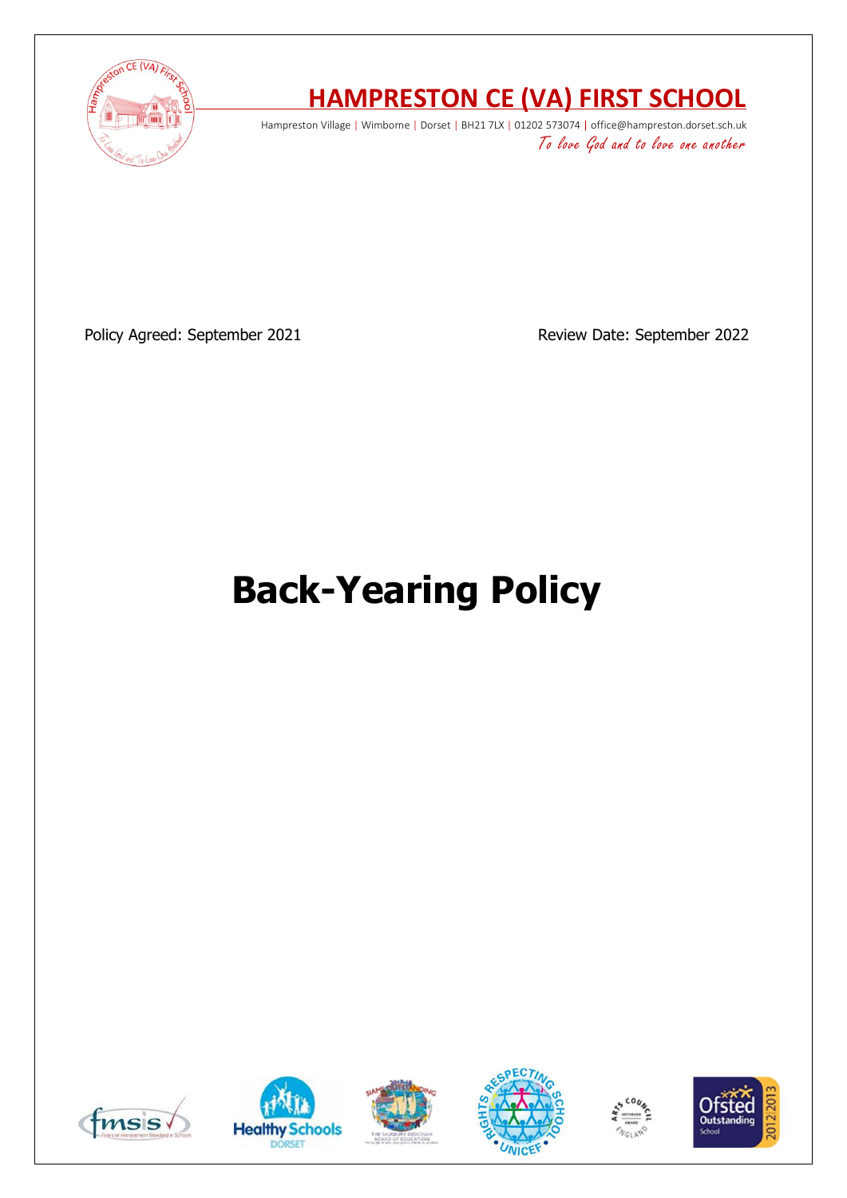# HAMPRESTON CE (VA) FIRST SCHOOL

Hampreston Village | Wimborne | Dorset | BH21 7LX | 01202 573074 | office@hampreston.dorset.sch.uk

*To love God and to love one another*

Policy Agreed: September 2021

Review Date: September 2022

# Back-Yearing Policy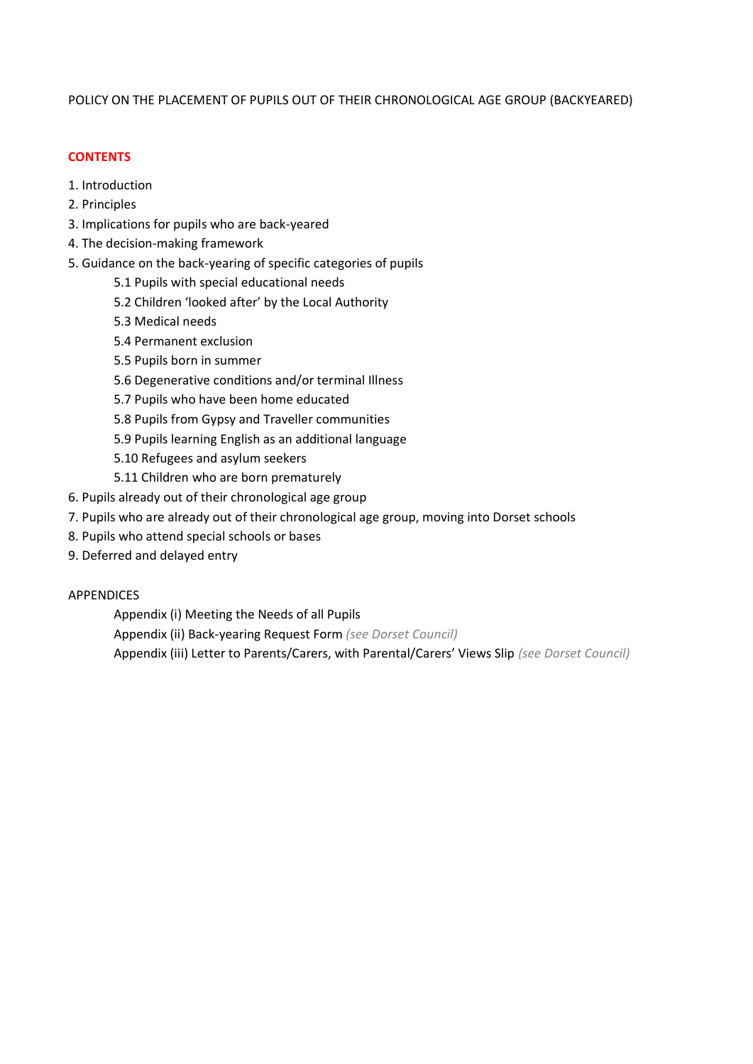POLICY ON THE PLACEMENT OF PUPILS OUT OF THEIR CHRONOLOGICAL AGE GROUP (BACKYEARED)

## CONTENTS

1. Introduction
2. Principles
3. Implications for pupils who are back-yeared
4. The decision-making framework
5. Guidance on the back-yearing of specific categories of pupils
    - 5.1 Pupils with special educational needs
    - 5.2 Children 'looked after' by the Local Authority
    - 5.3 Medical needs
    - 5.4 Permanent exclusion
    - 5.5 Pupils born in summer
    - 5.6 Degenerative conditions and/or terminal Illness
    - 5.7 Pupils who have been home educated
    - 5.8 Pupils from Gypsy and Traveller communities
    - 5.9 Pupils learning English as an additional language
    - 5.10 Refugees and asylum seekers
    - 5.11 Children who are born prematurely
6. Pupils already out of their chronological age group
7. Pupils who are already out of their chronological age group, moving into Dorset schools
8. Pupils who attend special schools or bases
9. Deferred and delayed entry

APPENDICES

- Appendix (i) Meeting the Needs of all Pupils
- Appendix (ii) Back-yearing Request Form *(see Dorset Council)*
- Appendix (iii) Letter to Parents/Carers, with Parental/Carers' Views Slip *(see Dorset Council)*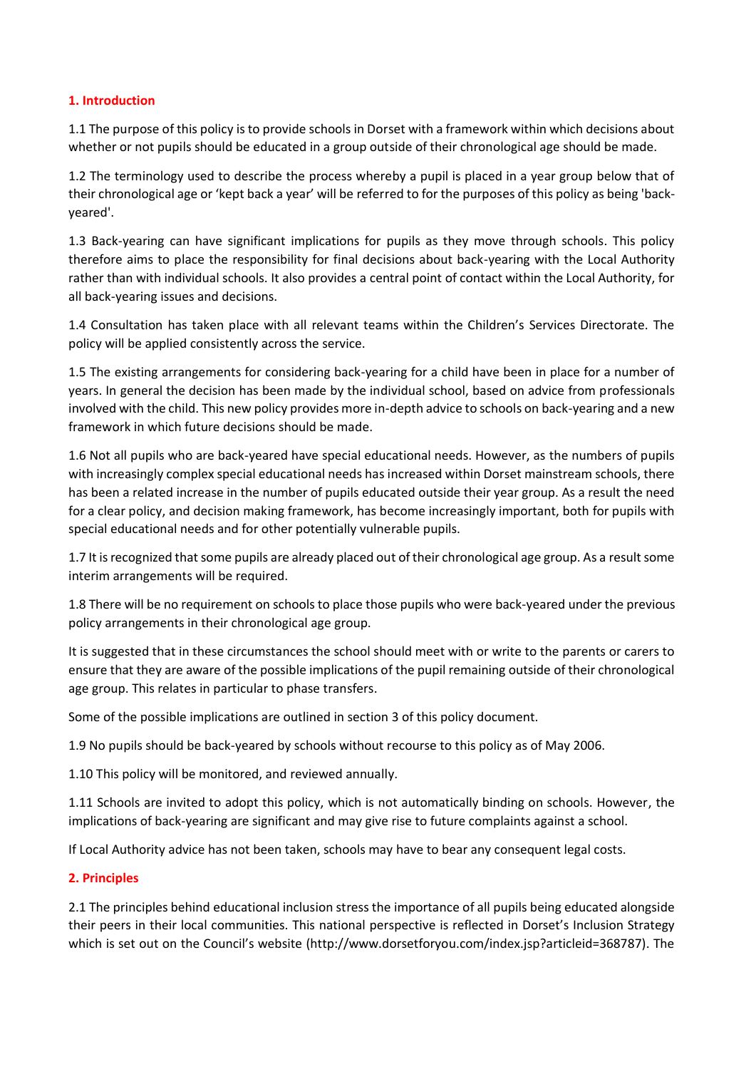## 1. Introduction

1.1 The purpose of this policy is to provide schools in Dorset with a framework within which decisions about whether or not pupils should be educated in a group outside of their chronological age should be made.

1.2 The terminology used to describe the process whereby a pupil is placed in a year group below that of their chronological age or 'kept back a year' will be referred to for the purposes of this policy as being 'back-yeared'.

1.3 Back-yearing can have significant implications for pupils as they move through schools. This policy therefore aims to place the responsibility for final decisions about back-yearing with the Local Authority rather than with individual schools. It also provides a central point of contact within the Local Authority, for all back-yearing issues and decisions.

1.4 Consultation has taken place with all relevant teams within the Children's Services Directorate. The policy will be applied consistently across the service.

1.5 The existing arrangements for considering back-yearing for a child have been in place for a number of years. In general the decision has been made by the individual school, based on advice from professionals involved with the child. This new policy provides more in-depth advice to schools on back-yearing and a new framework in which future decisions should be made.

1.6 Not all pupils who are back-yeared have special educational needs. However, as the numbers of pupils with increasingly complex special educational needs has increased within Dorset mainstream schools, there has been a related increase in the number of pupils educated outside their year group. As a result the need for a clear policy, and decision making framework, has become increasingly important, both for pupils with special educational needs and for other potentially vulnerable pupils.

1.7 It is recognized that some pupils are already placed out of their chronological age group. As a result some interim arrangements will be required.

1.8 There will be no requirement on schools to place those pupils who were back-yeared under the previous policy arrangements in their chronological age group.

It is suggested that in these circumstances the school should meet with or write to the parents or carers to ensure that they are aware of the possible implications of the pupil remaining outside of their chronological age group. This relates in particular to phase transfers.

Some of the possible implications are outlined in section 3 of this policy document.

1.9 No pupils should be back-yeared by schools without recourse to this policy as of May 2006.

1.10 This policy will be monitored, and reviewed annually.

1.11 Schools are invited to adopt this policy, which is not automatically binding on schools. However, the implications of back-yearing are significant and may give rise to future complaints against a school.

If Local Authority advice has not been taken, schools may have to bear any consequent legal costs.

## 2. Principles

2.1 The principles behind educational inclusion stress the importance of all pupils being educated alongside their peers in their local communities. This national perspective is reflected in Dorset's Inclusion Strategy which is set out on the Council's website (http://www.dorsetforyou.com/index.jsp?articleid=368787). The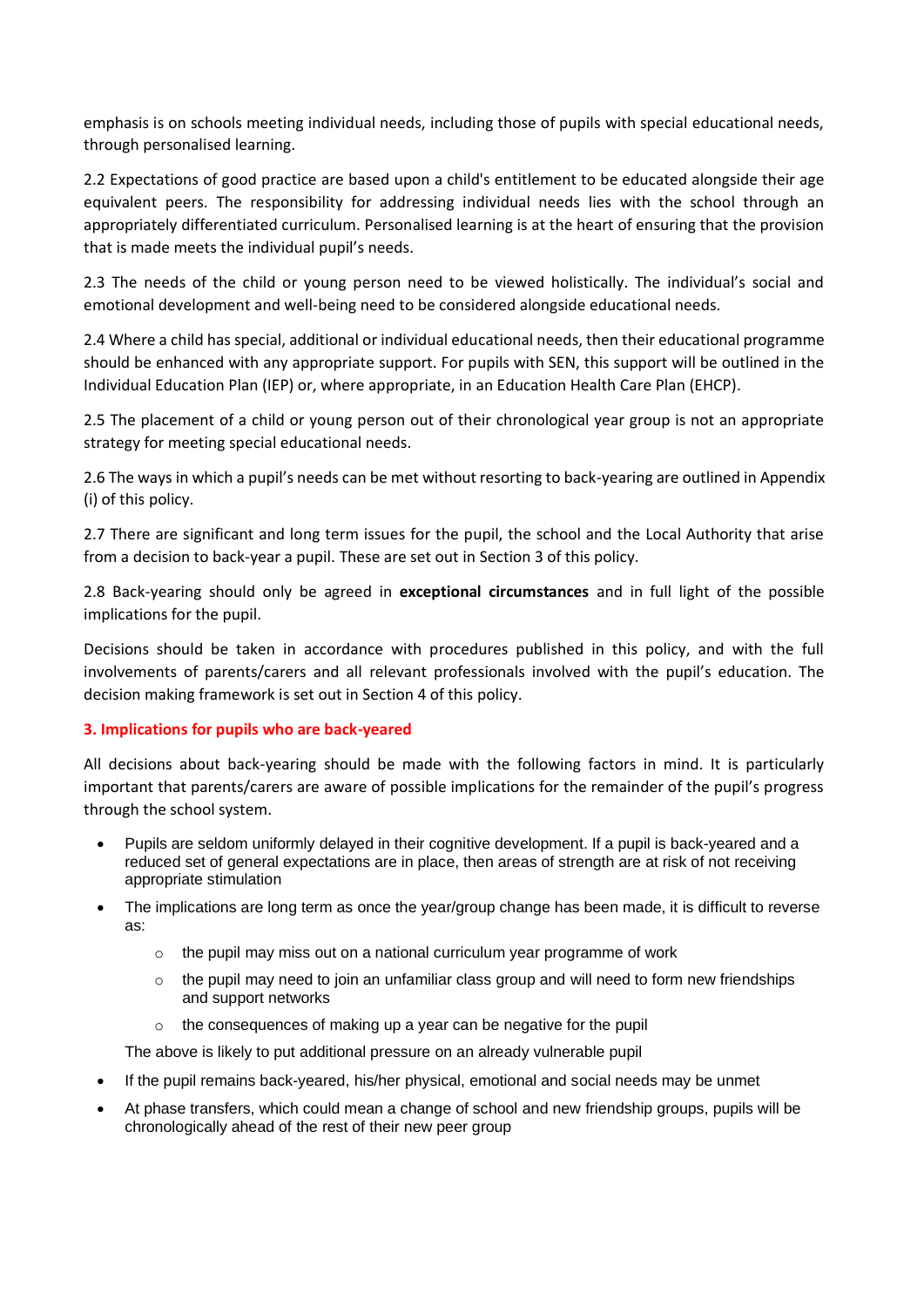emphasis is on schools meeting individual needs, including those of pupils with special educational needs, through personalised learning.

2.2 Expectations of good practice are based upon a child's entitlement to be educated alongside their age equivalent peers. The responsibility for addressing individual needs lies with the school through an appropriately differentiated curriculum. Personalised learning is at the heart of ensuring that the provision that is made meets the individual pupil's needs.

2.3 The needs of the child or young person need to be viewed holistically. The individual's social and emotional development and well-being need to be considered alongside educational needs.

2.4 Where a child has special, additional or individual educational needs, then their educational programme should be enhanced with any appropriate support. For pupils with SEN, this support will be outlined in the Individual Education Plan (IEP) or, where appropriate, in an Education Health Care Plan (EHCP).

2.5 The placement of a child or young person out of their chronological year group is not an appropriate strategy for meeting special educational needs.

2.6 The ways in which a pupil's needs can be met without resorting to back-yearing are outlined in Appendix (i) of this policy.

2.7 There are significant and long term issues for the pupil, the school and the Local Authority that arise from a decision to back-year a pupil. These are set out in Section 3 of this policy.

2.8 Back-yearing should only be agreed in **exceptional circumstances** and in full light of the possible implications for the pupil.

Decisions should be taken in accordance with procedures published in this policy, and with the full involvements of parents/carers and all relevant professionals involved with the pupil's education. The decision making framework is set out in Section 4 of this policy.

## 3. Implications for pupils who are back-yeared

All decisions about back-yearing should be made with the following factors in mind. It is particularly important that parents/carers are aware of possible implications for the remainder of the pupil's progress through the school system.

- Pupils are seldom uniformly delayed in their cognitive development. If a pupil is back-yeared and a reduced set of general expectations are in place, then areas of strength are at risk of not receiving appropriate stimulation
- The implications are long term as once the year/group change has been made, it is difficult to reverse as:
    - the pupil may miss out on a national curriculum year programme of work
    - the pupil may need to join an unfamiliar class group and will need to form new friendships and support networks
    - the consequences of making up a year can be negative for the pupil

  The above is likely to put additional pressure on an already vulnerable pupil
- If the pupil remains back-yeared, his/her physical, emotional and social needs may be unmet
- At phase transfers, which could mean a change of school and new friendship groups, pupils will be chronologically ahead of the rest of their new peer group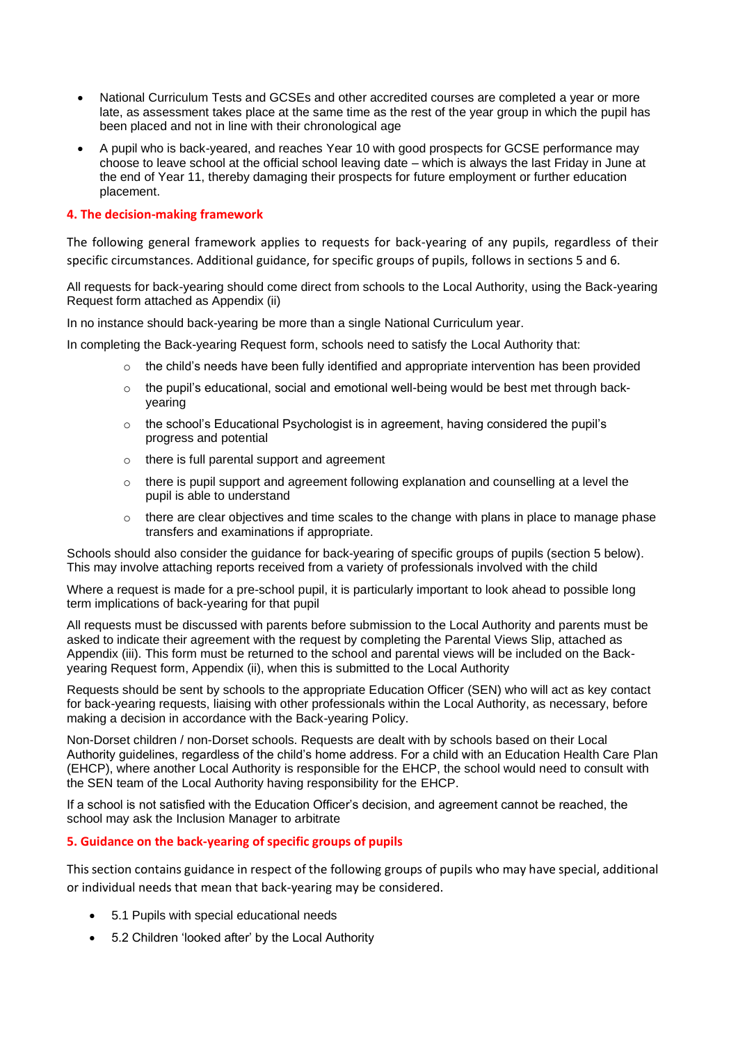- National Curriculum Tests and GCSEs and other accredited courses are completed a year or more late, as assessment takes place at the same time as the rest of the year group in which the pupil has been placed and not in line with their chronological age
- A pupil who is back-yeared, and reaches Year 10 with good prospects for GCSE performance may choose to leave school at the official school leaving date – which is always the last Friday in June at the end of Year 11, thereby damaging their prospects for future employment or further education placement.

## 4. The decision-making framework

The following general framework applies to requests for back-yearing of any pupils, regardless of their specific circumstances. Additional guidance, for specific groups of pupils, follows in sections 5 and 6.

All requests for back-yearing should come direct from schools to the Local Authority, using the Back-yearing Request form attached as Appendix (ii)

In no instance should back-yearing be more than a single National Curriculum year.

In completing the Back-yearing Request form, schools need to satisfy the Local Authority that:

- the child's needs have been fully identified and appropriate intervention has been provided
- the pupil's educational, social and emotional well-being would be best met through back-yearing
- the school's Educational Psychologist is in agreement, having considered the pupil's progress and potential
- there is full parental support and agreement
- there is pupil support and agreement following explanation and counselling at a level the pupil is able to understand
- there are clear objectives and time scales to the change with plans in place to manage phase transfers and examinations if appropriate.

Schools should also consider the guidance for back-yearing of specific groups of pupils (section 5 below). This may involve attaching reports received from a variety of professionals involved with the child

Where a request is made for a pre-school pupil, it is particularly important to look ahead to possible long term implications of back-yearing for that pupil

All requests must be discussed with parents before submission to the Local Authority and parents must be asked to indicate their agreement with the request by completing the Parental Views Slip, attached as Appendix (iii). This form must be returned to the school and parental views will be included on the Back-yearing Request form, Appendix (ii), when this is submitted to the Local Authority

Requests should be sent by schools to the appropriate Education Officer (SEN) who will act as key contact for back-yearing requests, liaising with other professionals within the Local Authority, as necessary, before making a decision in accordance with the Back-yearing Policy.

Non-Dorset children / non-Dorset schools. Requests are dealt with by schools based on their Local Authority guidelines, regardless of the child's home address. For a child with an Education Health Care Plan (EHCP), where another Local Authority is responsible for the EHCP, the school would need to consult with the SEN team of the Local Authority having responsibility for the EHCP.

If a school is not satisfied with the Education Officer's decision, and agreement cannot be reached, the school may ask the Inclusion Manager to arbitrate

## 5. Guidance on the back-yearing of specific groups of pupils

This section contains guidance in respect of the following groups of pupils who may have special, additional or individual needs that mean that back-yearing may be considered.

- 5.1 Pupils with special educational needs
- 5.2 Children 'looked after' by the Local Authority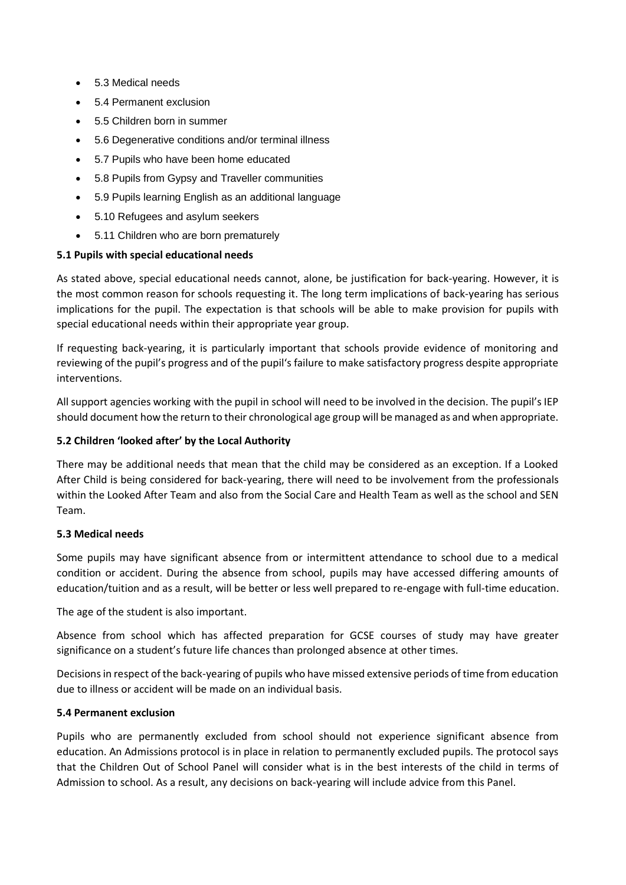- 5.3 Medical needs
- 5.4 Permanent exclusion
- 5.5 Children born in summer
- 5.6 Degenerative conditions and/or terminal illness
- 5.7 Pupils who have been home educated
- 5.8 Pupils from Gypsy and Traveller communities
- 5.9 Pupils learning English as an additional language
- 5.10 Refugees and asylum seekers
- 5.11 Children who are born prematurely

**5.1 Pupils with special educational needs**

As stated above, special educational needs cannot, alone, be justification for back-yearing. However, it is the most common reason for schools requesting it. The long term implications of back-yearing has serious implications for the pupil. The expectation is that schools will be able to make provision for pupils with special educational needs within their appropriate year group.

If requesting back-yearing, it is particularly important that schools provide evidence of monitoring and reviewing of the pupil's progress and of the pupil's failure to make satisfactory progress despite appropriate interventions.

All support agencies working with the pupil in school will need to be involved in the decision. The pupil's IEP should document how the return to their chronological age group will be managed as and when appropriate.

**5.2 Children 'looked after' by the Local Authority**

There may be additional needs that mean that the child may be considered as an exception. If a Looked After Child is being considered for back-yearing, there will need to be involvement from the professionals within the Looked After Team and also from the Social Care and Health Team as well as the school and SEN Team.

**5.3 Medical needs**

Some pupils may have significant absence from or intermittent attendance to school due to a medical condition or accident. During the absence from school, pupils may have accessed differing amounts of education/tuition and as a result, will be better or less well prepared to re-engage with full-time education.

The age of the student is also important.

Absence from school which has affected preparation for GCSE courses of study may have greater significance on a student's future life chances than prolonged absence at other times.

Decisions in respect of the back-yearing of pupils who have missed extensive periods of time from education due to illness or accident will be made on an individual basis.

**5.4 Permanent exclusion**

Pupils who are permanently excluded from school should not experience significant absence from education. An Admissions protocol is in place in relation to permanently excluded pupils. The protocol says that the Children Out of School Panel will consider what is in the best interests of the child in terms of Admission to school. As a result, any decisions on back-yearing will include advice from this Panel.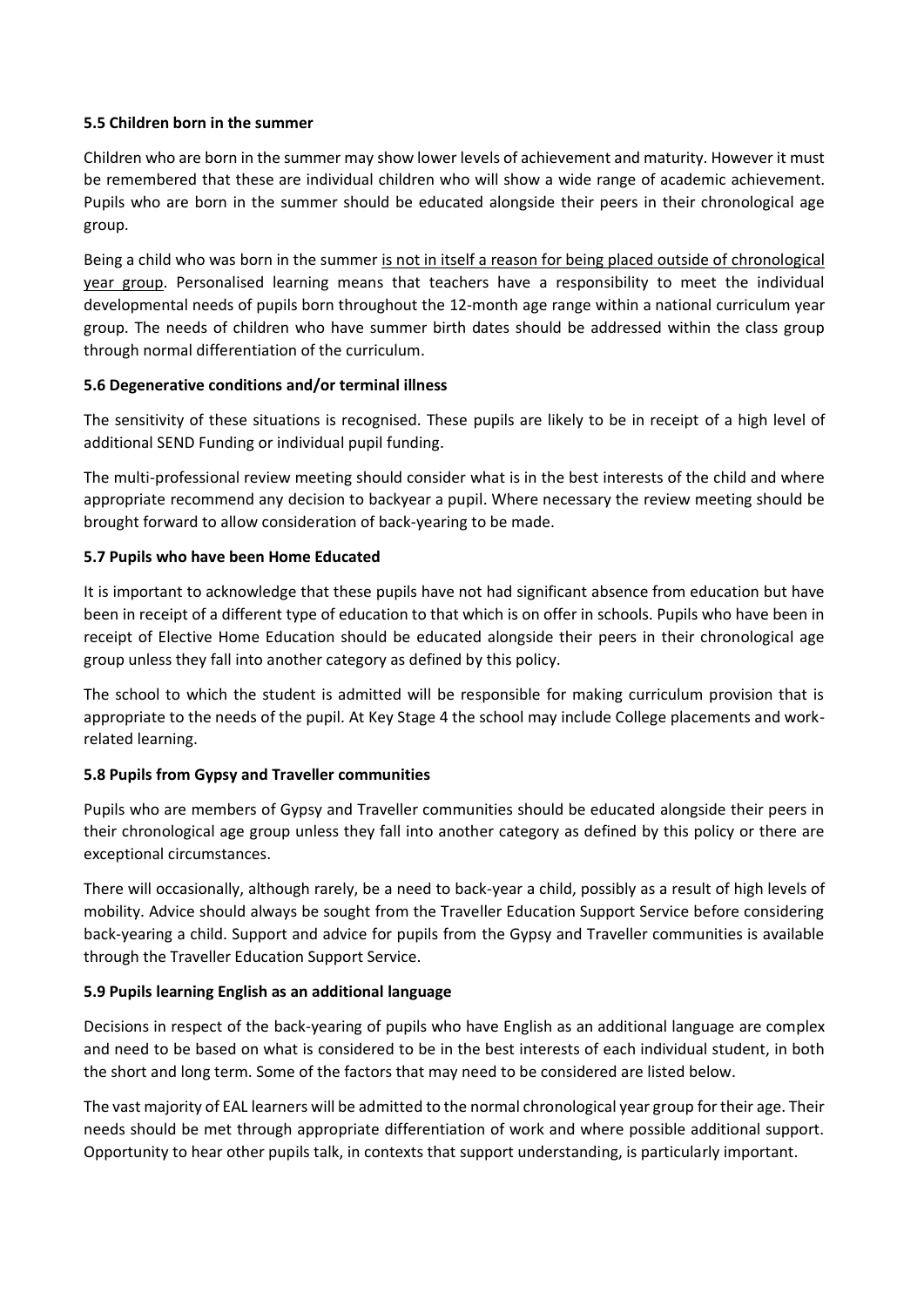**5.5 Children born in the summer**

Children who are born in the summer may show lower levels of achievement and maturity. However it must be remembered that these are individual children who will show a wide range of academic achievement. Pupils who are born in the summer should be educated alongside their peers in their chronological age group.

Being a child who was born in the summer <u>is not in itself a reason for being placed outside of chronological year group</u>. Personalised learning means that teachers have a responsibility to meet the individual developmental needs of pupils born throughout the 12-month age range within a national curriculum year group. The needs of children who have summer birth dates should be addressed within the class group through normal differentiation of the curriculum.

**5.6 Degenerative conditions and/or terminal illness**

The sensitivity of these situations is recognised. These pupils are likely to be in receipt of a high level of additional SEND Funding or individual pupil funding.

The multi-professional review meeting should consider what is in the best interests of the child and where appropriate recommend any decision to backyear a pupil. Where necessary the review meeting should be brought forward to allow consideration of back-yearing to be made.

**5.7 Pupils who have been Home Educated**

It is important to acknowledge that these pupils have not had significant absence from education but have been in receipt of a different type of education to that which is on offer in schools. Pupils who have been in receipt of Elective Home Education should be educated alongside their peers in their chronological age group unless they fall into another category as defined by this policy.

The school to which the student is admitted will be responsible for making curriculum provision that is appropriate to the needs of the pupil. At Key Stage 4 the school may include College placements and work-related learning.

**5.8 Pupils from Gypsy and Traveller communities**

Pupils who are members of Gypsy and Traveller communities should be educated alongside their peers in their chronological age group unless they fall into another category as defined by this policy or there are exceptional circumstances.

There will occasionally, although rarely, be a need to back-year a child, possibly as a result of high levels of mobility. Advice should always be sought from the Traveller Education Support Service before considering back-yearing a child. Support and advice for pupils from the Gypsy and Traveller communities is available through the Traveller Education Support Service.

**5.9 Pupils learning English as an additional language**

Decisions in respect of the back-yearing of pupils who have English as an additional language are complex and need to be based on what is considered to be in the best interests of each individual student, in both the short and long term. Some of the factors that may need to be considered are listed below.

The vast majority of EAL learners will be admitted to the normal chronological year group for their age. Their needs should be met through appropriate differentiation of work and where possible additional support. Opportunity to hear other pupils talk, in contexts that support understanding, is particularly important.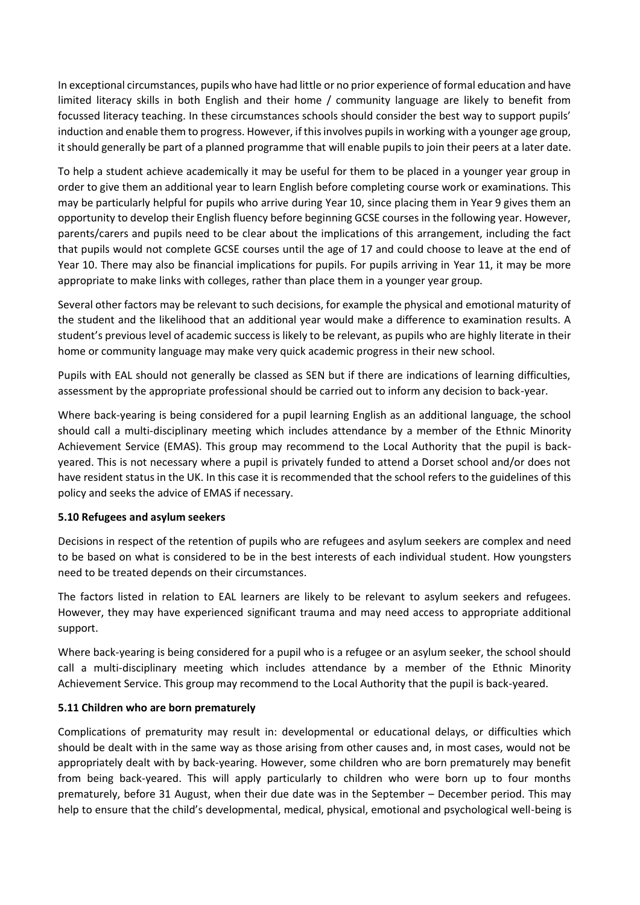In exceptional circumstances, pupils who have had little or no prior experience of formal education and have limited literacy skills in both English and their home / community language are likely to benefit from focussed literacy teaching. In these circumstances schools should consider the best way to support pupils' induction and enable them to progress. However, if this involves pupils in working with a younger age group, it should generally be part of a planned programme that will enable pupils to join their peers at a later date.

To help a student achieve academically it may be useful for them to be placed in a younger year group in order to give them an additional year to learn English before completing course work or examinations. This may be particularly helpful for pupils who arrive during Year 10, since placing them in Year 9 gives them an opportunity to develop their English fluency before beginning GCSE courses in the following year. However, parents/carers and pupils need to be clear about the implications of this arrangement, including the fact that pupils would not complete GCSE courses until the age of 17 and could choose to leave at the end of Year 10. There may also be financial implications for pupils. For pupils arriving in Year 11, it may be more appropriate to make links with colleges, rather than place them in a younger year group.

Several other factors may be relevant to such decisions, for example the physical and emotional maturity of the student and the likelihood that an additional year would make a difference to examination results. A student's previous level of academic success is likely to be relevant, as pupils who are highly literate in their home or community language may make very quick academic progress in their new school.

Pupils with EAL should not generally be classed as SEN but if there are indications of learning difficulties, assessment by the appropriate professional should be carried out to inform any decision to back-year.

Where back-yearing is being considered for a pupil learning English as an additional language, the school should call a multi-disciplinary meeting which includes attendance by a member of the Ethnic Minority Achievement Service (EMAS). This group may recommend to the Local Authority that the pupil is back-yeared. This is not necessary where a pupil is privately funded to attend a Dorset school and/or does not have resident status in the UK. In this case it is recommended that the school refers to the guidelines of this policy and seeks the advice of EMAS if necessary.

### 5.10 Refugees and asylum seekers

Decisions in respect of the retention of pupils who are refugees and asylum seekers are complex and need to be based on what is considered to be in the best interests of each individual student. How youngsters need to be treated depends on their circumstances.

The factors listed in relation to EAL learners are likely to be relevant to asylum seekers and refugees. However, they may have experienced significant trauma and may need access to appropriate additional support.

Where back-yearing is being considered for a pupil who is a refugee or an asylum seeker, the school should call a multi-disciplinary meeting which includes attendance by a member of the Ethnic Minority Achievement Service. This group may recommend to the Local Authority that the pupil is back-yeared.

### 5.11 Children who are born prematurely

Complications of prematurity may result in: developmental or educational delays, or difficulties which should be dealt with in the same way as those arising from other causes and, in most cases, would not be appropriately dealt with by back-yearing. However, some children who are born prematurely may benefit from being back-yeared. This will apply particularly to children who were born up to four months prematurely, before 31 August, when their due date was in the September – December period. This may help to ensure that the child's developmental, medical, physical, emotional and psychological well-being is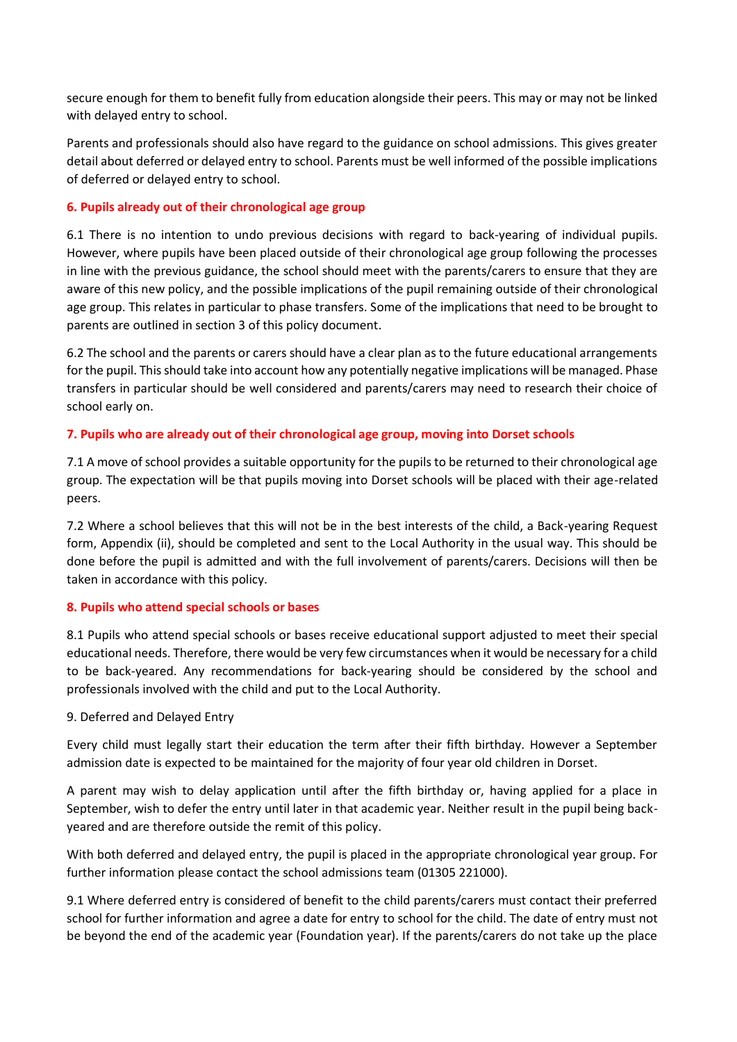secure enough for them to benefit fully from education alongside their peers. This may or may not be linked with delayed entry to school.

Parents and professionals should also have regard to the guidance on school admissions. This gives greater detail about deferred or delayed entry to school. Parents must be well informed of the possible implications of deferred or delayed entry to school.

## 6. Pupils already out of their chronological age group

6.1 There is no intention to undo previous decisions with regard to back-yearing of individual pupils. However, where pupils have been placed outside of their chronological age group following the processes in line with the previous guidance, the school should meet with the parents/carers to ensure that they are aware of this new policy, and the possible implications of the pupil remaining outside of their chronological age group. This relates in particular to phase transfers. Some of the implications that need to be brought to parents are outlined in section 3 of this policy document.

6.2 The school and the parents or carers should have a clear plan as to the future educational arrangements for the pupil. This should take into account how any potentially negative implications will be managed. Phase transfers in particular should be well considered and parents/carers may need to research their choice of school early on.

## 7. Pupils who are already out of their chronological age group, moving into Dorset schools

7.1 A move of school provides a suitable opportunity for the pupils to be returned to their chronological age group. The expectation will be that pupils moving into Dorset schools will be placed with their age-related peers.

7.2 Where a school believes that this will not be in the best interests of the child, a Back-yearing Request form, Appendix (ii), should be completed and sent to the Local Authority in the usual way. This should be done before the pupil is admitted and with the full involvement of parents/carers. Decisions will then be taken in accordance with this policy.

## 8. Pupils who attend special schools or bases

8.1 Pupils who attend special schools or bases receive educational support adjusted to meet their special educational needs. Therefore, there would be very few circumstances when it would be necessary for a child to be back-yeared. Any recommendations for back-yearing should be considered by the school and professionals involved with the child and put to the Local Authority.

9. Deferred and Delayed Entry

Every child must legally start their education the term after their fifth birthday. However a September admission date is expected to be maintained for the majority of four year old children in Dorset.

A parent may wish to delay application until after the fifth birthday or, having applied for a place in September, wish to defer the entry until later in that academic year. Neither result in the pupil being back-yeared and are therefore outside the remit of this policy.

With both deferred and delayed entry, the pupil is placed in the appropriate chronological year group. For further information please contact the school admissions team (01305 221000).

9.1 Where deferred entry is considered of benefit to the child parents/carers must contact their preferred school for further information and agree a date for entry to school for the child. The date of entry must not be beyond the end of the academic year (Foundation year). If the parents/carers do not take up the place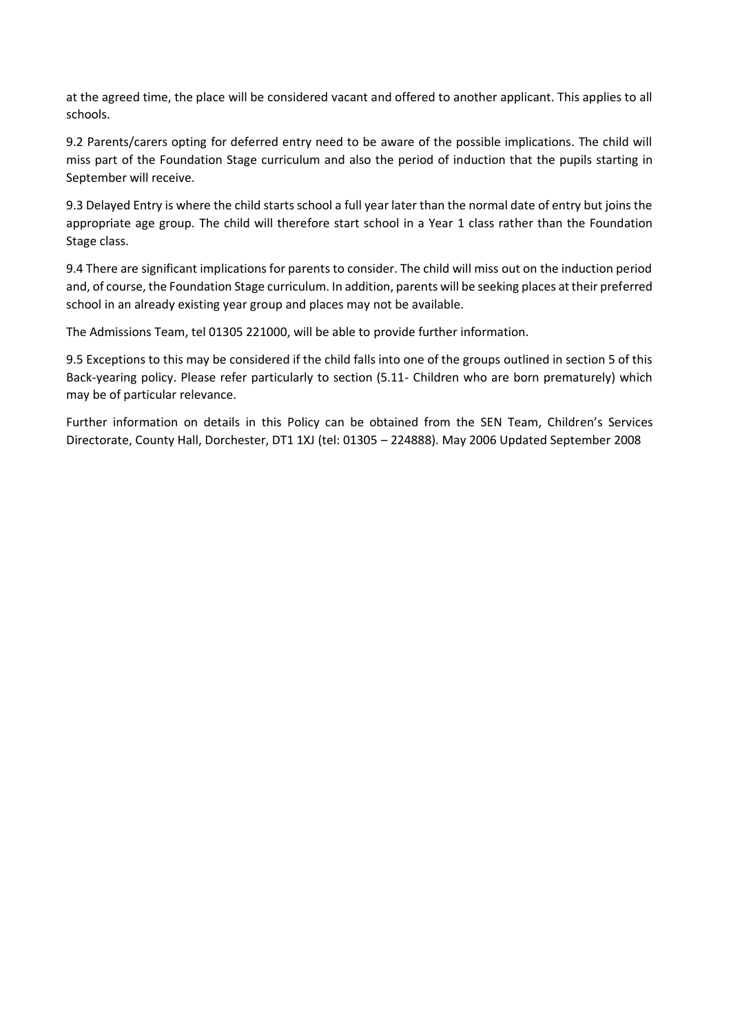at the agreed time, the place will be considered vacant and offered to another applicant. This applies to all schools.

9.2 Parents/carers opting for deferred entry need to be aware of the possible implications. The child will miss part of the Foundation Stage curriculum and also the period of induction that the pupils starting in September will receive.

9.3 Delayed Entry is where the child starts school a full year later than the normal date of entry but joins the appropriate age group. The child will therefore start school in a Year 1 class rather than the Foundation Stage class.

9.4 There are significant implications for parents to consider. The child will miss out on the induction period and, of course, the Foundation Stage curriculum. In addition, parents will be seeking places at their preferred school in an already existing year group and places may not be available.

The Admissions Team, tel 01305 221000, will be able to provide further information.

9.5 Exceptions to this may be considered if the child falls into one of the groups outlined in section 5 of this Back-yearing policy. Please refer particularly to section (5.11- Children who are born prematurely) which may be of particular relevance.

Further information on details in this Policy can be obtained from the SEN Team, Children's Services Directorate, County Hall, Dorchester, DT1 1XJ (tel: 01305 – 224888). May 2006 Updated September 2008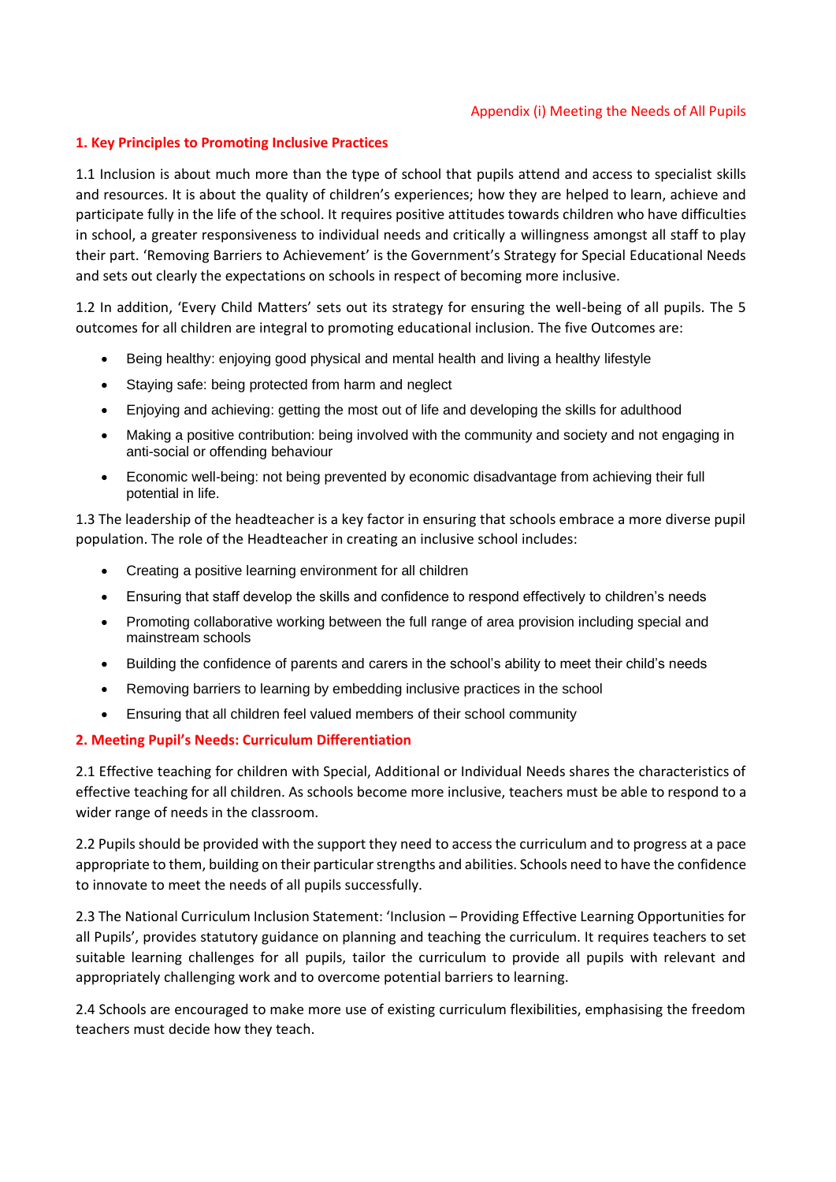Appendix (i) Meeting the Needs of All Pupils

## 1. Key Principles to Promoting Inclusive Practices

1.1 Inclusion is about much more than the type of school that pupils attend and access to specialist skills and resources. It is about the quality of children's experiences; how they are helped to learn, achieve and participate fully in the life of the school. It requires positive attitudes towards children who have difficulties in school, a greater responsiveness to individual needs and critically a willingness amongst all staff to play their part. 'Removing Barriers to Achievement' is the Government's Strategy for Special Educational Needs and sets out clearly the expectations on schools in respect of becoming more inclusive.

1.2 In addition, 'Every Child Matters' sets out its strategy for ensuring the well-being of all pupils. The 5 outcomes for all children are integral to promoting educational inclusion. The five Outcomes are:

- Being healthy: enjoying good physical and mental health and living a healthy lifestyle
- Staying safe: being protected from harm and neglect
- Enjoying and achieving: getting the most out of life and developing the skills for adulthood
- Making a positive contribution: being involved with the community and society and not engaging in anti-social or offending behaviour
- Economic well-being: not being prevented by economic disadvantage from achieving their full potential in life.

1.3 The leadership of the headteacher is a key factor in ensuring that schools embrace a more diverse pupil population. The role of the Headteacher in creating an inclusive school includes:

- Creating a positive learning environment for all children
- Ensuring that staff develop the skills and confidence to respond effectively to children's needs
- Promoting collaborative working between the full range of area provision including special and mainstream schools
- Building the confidence of parents and carers in the school's ability to meet their child's needs
- Removing barriers to learning by embedding inclusive practices in the school
- Ensuring that all children feel valued members of their school community

## 2. Meeting Pupil's Needs: Curriculum Differentiation

2.1 Effective teaching for children with Special, Additional or Individual Needs shares the characteristics of effective teaching for all children. As schools become more inclusive, teachers must be able to respond to a wider range of needs in the classroom.

2.2 Pupils should be provided with the support they need to access the curriculum and to progress at a pace appropriate to them, building on their particular strengths and abilities. Schools need to have the confidence to innovate to meet the needs of all pupils successfully.

2.3 The National Curriculum Inclusion Statement: 'Inclusion – Providing Effective Learning Opportunities for all Pupils', provides statutory guidance on planning and teaching the curriculum. It requires teachers to set suitable learning challenges for all pupils, tailor the curriculum to provide all pupils with relevant and appropriately challenging work and to overcome potential barriers to learning.

2.4 Schools are encouraged to make more use of existing curriculum flexibilities, emphasising the freedom teachers must decide how they teach.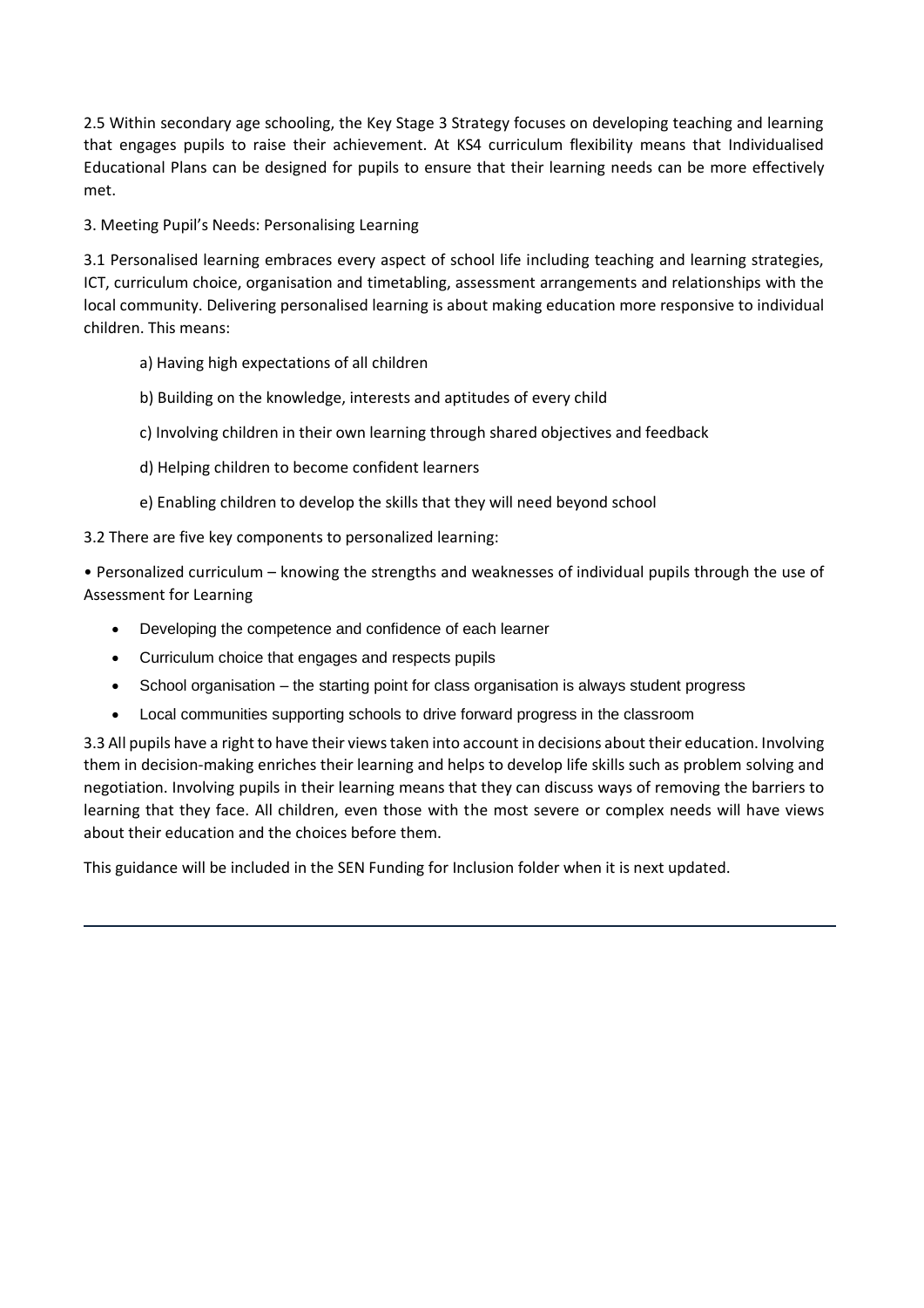2.5 Within secondary age schooling, the Key Stage 3 Strategy focuses on developing teaching and learning that engages pupils to raise their achievement. At KS4 curriculum flexibility means that Individualised Educational Plans can be designed for pupils to ensure that their learning needs can be more effectively met.

## 3. Meeting Pupil's Needs: Personalising Learning

3.1 Personalised learning embraces every aspect of school life including teaching and learning strategies, ICT, curriculum choice, organisation and timetabling, assessment arrangements and relationships with the local community. Delivering personalised learning is about making education more responsive to individual children. This means:

a) Having high expectations of all children

b) Building on the knowledge, interests and aptitudes of every child

c) Involving children in their own learning through shared objectives and feedback

d) Helping children to become confident learners

e) Enabling children to develop the skills that they will need beyond school

3.2 There are five key components to personalized learning:

- Personalized curriculum – knowing the strengths and weaknesses of individual pupils through the use of Assessment for Learning
- Developing the competence and confidence of each learner
- Curriculum choice that engages and respects pupils
- School organisation – the starting point for class organisation is always student progress
- Local communities supporting schools to drive forward progress in the classroom

3.3 All pupils have a right to have their views taken into account in decisions about their education. Involving them in decision-making enriches their learning and helps to develop life skills such as problem solving and negotiation. Involving pupils in their learning means that they can discuss ways of removing the barriers to learning that they face. All children, even those with the most severe or complex needs will have views about their education and the choices before them.

This guidance will be included in the SEN Funding for Inclusion folder when it is next updated.